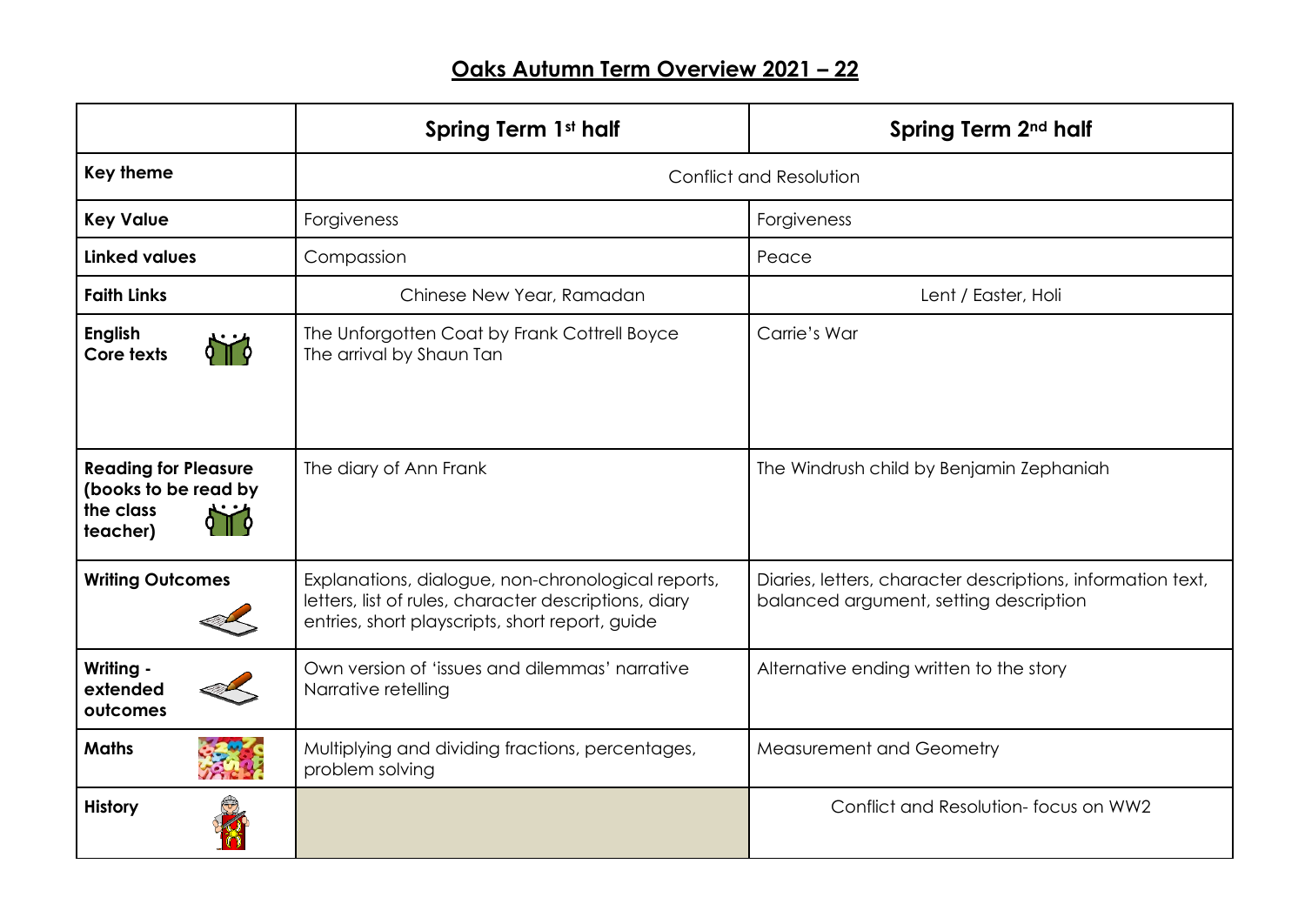# Oaks Autumn Term Overview 2021 – 22

| | Spring Term 1st half | Spring Term 2nd half |
|---|---|---|
| **Key theme** | Conflict and Resolution | |
| **Key Value** | Forgiveness | Forgiveness |
| **Linked values** | Compassion | Peace |
| **Faith Links** | Chinese New Year, Ramadan | Lent / Easter, Holi |
| **English Core texts** | The Unforgotten Coat by Frank Cottrell Boyce<br>The arrival by Shaun Tan | Carrie's War |
| **Reading for Pleasure (books to be read by the class teacher)** | The diary of Ann Frank | The Windrush child by Benjamin Zephaniah |
| **Writing Outcomes** | Explanations, dialogue, non-chronological reports, letters, list of rules, character descriptions, diary entries, short playscripts, short report, guide | Diaries, letters, character descriptions, information text, balanced argument, setting description |
| **Writing - extended outcomes** | Own version of 'issues and dilemmas' narrative<br>Narrative retelling | Alternative ending written to the story |
| **Maths** | Multiplying and dividing fractions, percentages, problem solving | Measurement and Geometry |
| **History** | | Conflict and Resolution- focus on WW2 |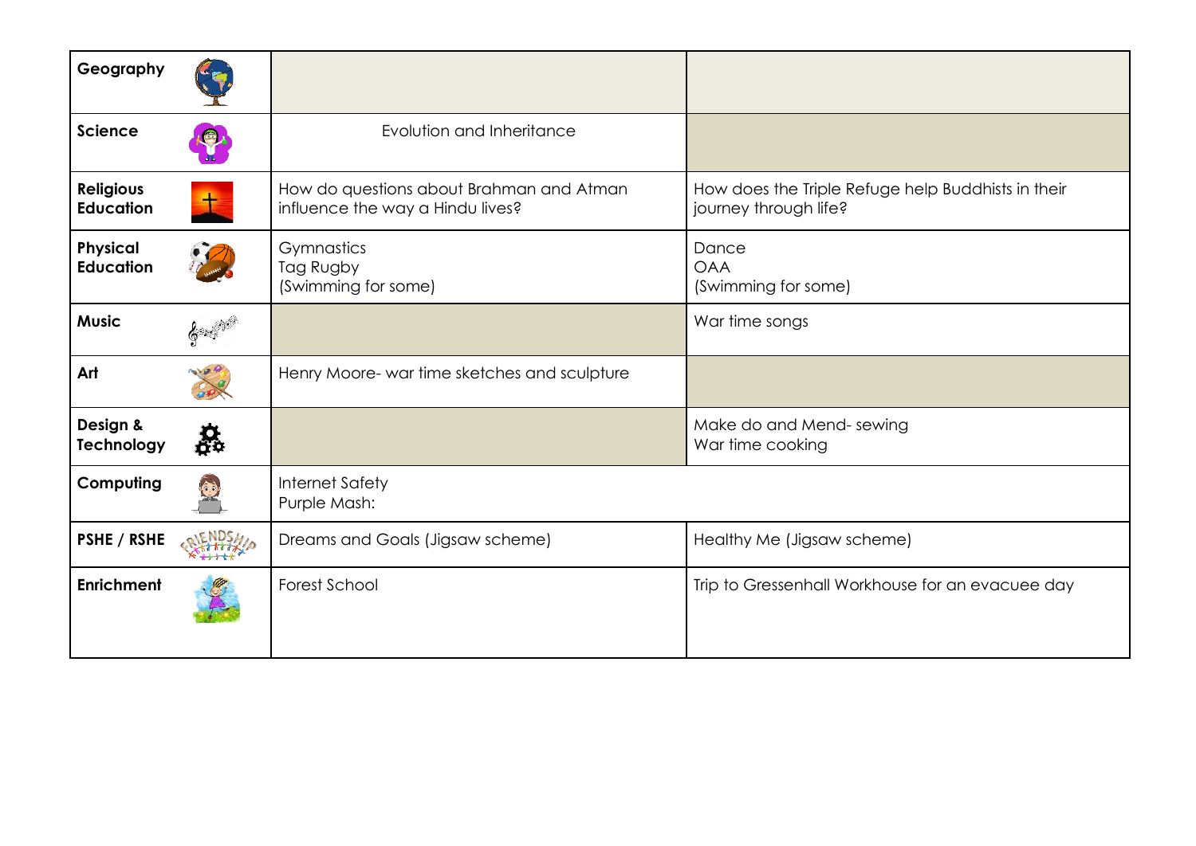| | | |
|---|---|---|
| **Geography** | | |
| **Science** | Evolution and Inheritance | |
| **Religious Education** | How do questions about Brahman and Atman influence the way a Hindu lives? | How does the Triple Refuge help Buddhists in their journey through life? |
| **Physical Education** | Gymnastics<br>Tag Rugby<br>(Swimming for some) | Dance<br>OAA<br>(Swimming for some) |
| **Music** | | War time songs |
| **Art** | Henry Moore- war time sketches and sculpture | |
| **Design & Technology** | | Make do and Mend- sewing<br>War time cooking |
| **Computing** | Internet Safety<br>Purple Mash: | |
| **PSHE / RSHE** | Dreams and Goals (Jigsaw scheme) | Healthy Me (Jigsaw scheme) |
| **Enrichment** | Forest School | Trip to Gressenhall Workhouse for an evacuee day |